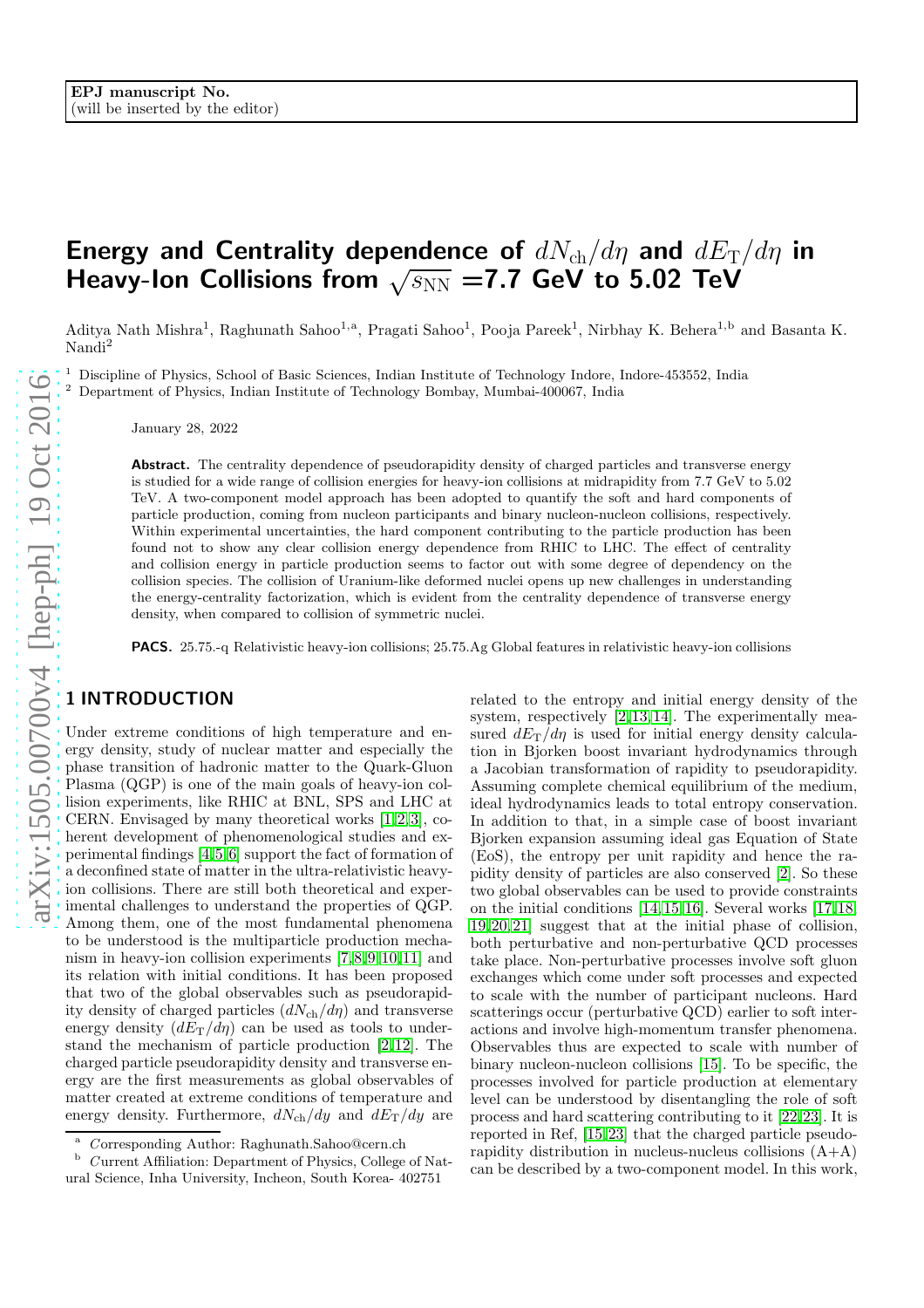EPJ manuscript No.
(will be inserted by the editor)

# Energy and Centrality dependence of $dN_{\rm ch}/d\eta$ and $dE_{\rm T}/d\eta$ in Heavy-Ion Collisions from $\sqrt{s_{\rm NN}}$ =7.7 GeV to 5.02 TeV

Aditya Nath Mishra[1], Raghunath Sahoo[1,a], Pragati Sahoo[1], Pooja Pareek[1], Nirbhay K. Behera[1,b] and Basanta K. Nandi[2]

[1] Discipline of Physics, School of Basic Sciences, Indian Institute of Technology Indore, Indore-453552, India
[2] Department of Physics, Indian Institute of Technology Bombay, Mumbai-400067, India

January 28, 2022

**Abstract.** The centrality dependence of pseudorapidity density of charged particles and transverse energy is studied for a wide range of collision energies for heavy-ion collisions at midrapidity from 7.7 GeV to 5.02 TeV. A two-component model approach has been adopted to quantify the soft and hard components of particle production, coming from nucleon participants and binary nucleon-nucleon collisions, respectively. Within experimental uncertainties, the hard component contributing to the particle production has been found not to show any clear collision energy dependence from RHIC to LHC. The effect of centrality and collision energy in particle production seems to factor out with some degree of dependency on the collision species. The collision of Uranium-like deformed nuclei opens up new challenges in understanding the energy-centrality factorization, which is evident from the centrality dependence of transverse energy density, when compared to collision of symmetric nuclei.

**PACS.** 25.75.-q Relativistic heavy-ion collisions; 25.75.Ag Global features in relativistic heavy-ion collisions

## 1 INTRODUCTION

Under extreme conditions of high temperature and energy density, study of nuclear matter and especially the phase transition of hadronic matter to the Quark-Gluon Plasma (QGP) is one of the main goals of heavy-ion collision experiments, like RHIC at BNL, SPS and LHC at CERN. Envisaged by many theoretical works [1,2,3], coherent development of phenomenological studies and experimental findings [4,5,6] support the fact of formation of a deconfined state of matter in the ultra-relativistic heavy-ion collisions. There are still both theoretical and experimental challenges to understand the properties of QGP. Among them, one of the most fundamental phenomena to be understood is the multiparticle production mechanism in heavy-ion collision experiments [7,8,9,10,11] and its relation with initial conditions. It has been proposed that two of the global observables such as pseudorapidity density of charged particles ($dN_{\rm ch}/d\eta$) and transverse energy density ($dE_{\rm T}/d\eta$) can be used as tools to understand the mechanism of particle production [2,12]. The charged particle pseudorapidity density and transverse energy are the first measurements as global observables of matter created at extreme conditions of temperature and energy density. Furthermore, $dN_{\rm ch}/dy$ and $dE_{\rm T}/dy$ are related to the entropy and initial energy density of the system, respectively [2,13,14]. The experimentally measured $dE_{\rm T}/d\eta$ is used for initial energy density calculation in Bjorken boost invariant hydrodynamics through a Jacobian transformation of rapidity to pseudorapidity. Assuming complete chemical equilibrium of the medium, ideal hydrodynamics leads to total entropy conservation. In addition to that, in a simple case of boost invariant Bjorken expansion assuming ideal gas Equation of State (EoS), the entropy per unit rapidity and hence the rapidity density of particles are also conserved [2]. So these two global observables can be used to provide constraints on the initial conditions [14,15,16]. Several works [17,18,19,20,21] suggest that at the initial phase of collision, both perturbative and non-perturbative QCD processes take place. Non-perturbative processes involve soft gluon exchanges which come under soft processes and expected to scale with the number of participant nucleons. Hard scatterings occur (perturbative QCD) earlier to soft interactions and involve high-momentum transfer phenomena. Observables thus are expected to scale with number of binary nucleon-nucleon collisions [15]. To be specific, the processes involved for particle production at elementary level can be understood by disentangling the role of soft process and hard scattering contributing to it [22,23]. It is reported in Ref. [15,23] that the charged particle pseudorapidity distribution in nucleus-nucleus collisions (A+A) can be described by a two-component model. In this work,

[a] Corresponding Author: Raghunath.Sahoo@cern.ch
[b] Current Affiliation: Department of Physics, College of Natural Science, Inha University, Incheon, South Korea- 402751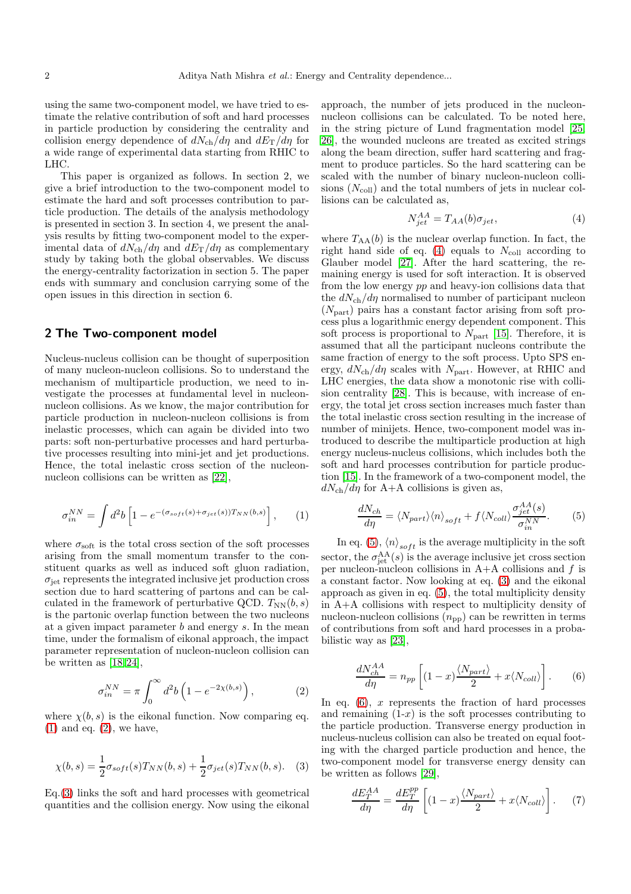using the same two-component model, we have tried to estimate the relative contribution of soft and hard processes in particle production by considering the centrality and collision energy dependence of $dN_{\rm ch}/d\eta$ and $dE_{\rm T}/d\eta$ for a wide range of experimental data starting from RHIC to LHC.

This paper is organized as follows. In section 2, we give a brief introduction to the two-component model to estimate the hard and soft processes contribution to particle production. The details of the analysis methodology is presented in section 3. In section 4, we present the analysis results by fitting two-component model to the experimental data of $dN_{\rm ch}/d\eta$ and $dE_{\rm T}/d\eta$ as complementary study by taking both the global observables. We discuss the energy-centrality factorization in section 5. The paper ends with summary and conclusion carrying some of the open issues in this direction in section 6.

## 2 The Two-component model

Nucleus-nucleus collision can be thought of superposition of many nucleon-nucleon collisions. So to understand the mechanism of multiparticle production, we need to investigate the processes at fundamental level in nucleon-nucleon collisions. As we know, the major contribution for particle production in nucleon-nucleon collisions is from inelastic processes, which can again be divided into two parts: soft non-perturbative processes and hard perturbative processes resulting into mini-jet and jet productions. Hence, the total inelastic cross section of the nucleon-nucleon collisions can be written as [22],

$$\sigma_{in}^{NN} = \int d^2b \left[1 - e^{-(\sigma_{soft}(s)+\sigma_{jet}(s))T_{NN}(b,s)}\right], \qquad (1)$$

where $\sigma_{\rm soft}$ is the total cross section of the soft processes arising from the small momentum transfer to the constituent quarks as well as induced soft gluon radiation, $\sigma_{\rm jet}$ represents the integrated inclusive jet production cross section due to hard scattering of partons and can be calculated in the framework of perturbative QCD. $T_{\rm NN}(b, s)$ is the partonic overlap function between the two nucleons at a given impact parameter $b$ and energy $s$. In the mean time, under the formalism of eikonal approach, the impact parameter representation of nucleon-nucleon collision can be written as [18,24],

$$\sigma_{in}^{NN} = \pi \int_0^\infty d^2b \left(1 - e^{-2\chi(b,s)}\right), \qquad (2)$$

where $\chi(b, s)$ is the eikonal function. Now comparing eq. (1) and eq. (2), we have,

$$\chi(b, s) = \frac{1}{2}\sigma_{soft}(s)T_{NN}(b, s) + \frac{1}{2}\sigma_{jet}(s)T_{NN}(b, s). \qquad (3)$$

Eq.(3) links the soft and hard processes with geometrical quantities and the collision energy. Now using the eikonal approach, the number of jets produced in the nucleon-nucleon collisions can be calculated. To be noted here, in the string picture of Lund fragmentation model [25, 26], the wounded nucleons are treated as excited strings along the beam direction, suffer hard scattering and fragment to produce particles. So the hard scattering can be scaled with the number of binary nucleon-nucleon collisions ($N_{\rm coll}$) and the total numbers of jets in nuclear collisions can be calculated as,

$$N_{jet}^{AA} = T_{AA}(b)\sigma_{jet}, \qquad (4)$$

where $T_{\rm AA}(b)$ is the nuclear overlap function. In fact, the right hand side of eq. (4) equals to $N_{\rm coll}$ according to Glauber model [27]. After the hard scattering, the remaining energy is used for soft interaction. It is observed from the low energy $pp$ and heavy-ion collisions data that the $dN_{\rm ch}/d\eta$ normalised to number of participant nucleon ($N_{\rm part}$) pairs has a constant factor arising from soft process plus a logarithmic energy dependent component. This soft process is proportional to $N_{\rm part}$ [15]. Therefore, it is assumed that all the participant nucleons contribute the same fraction of energy to the soft process. Upto SPS energy, $dN_{\rm ch}/d\eta$ scales with $N_{\rm part}$. However, at RHIC and LHC energies, the data show a monotonic rise with collision centrality [28]. This is because, with increase of energy, the total jet cross section increases much faster than the total inelastic cross section resulting in the increase of number of minijets. Hence, two-component model was introduced to describe the multiparticle production at high energy nucleus-nucleus collisions, which includes both the soft and hard processes contribution for particle production [15]. In the framework of a two-component model, $dN_{\rm ch}/d\eta$ for A+A collisions is given as,

$$\frac{dN_{ch}}{d\eta} = \langle N_{part}\rangle\langle n\rangle_{soft} + f\langle N_{coll}\rangle\frac{\sigma_{jet}^{AA}(s)}{\sigma_{in}^{NN}}. \qquad (5)$$

In eq. (5), $\langle n\rangle_{soft}$ is the average multiplicity in the soft sector, the $\sigma_{\rm jet}^{\rm AA}(s)$ is the average inclusive jet cross section per nucleon-nucleon collisions in A+A collisions and $f$ is a constant factor. Now looking at eq. (3) and the eikonal approach as given in eq. (5), the total multiplicity density in A+A collisions with respect to multiplicity density of nucleon-nucleon collisions ($n_{\rm pp}$) can be rewritten in terms of contributions from soft and hard processes in a probabilistic way as [23],

$$\frac{dN_{ch}^{AA}}{d\eta} = n_{pp}\left[(1-x)\frac{\langle N_{part}\rangle}{2} + x\langle N_{coll}\rangle\right]. \qquad (6)$$

In eq. (6), $x$ represents the fraction of hard processes and remaining (1-$x$) is the soft processes contributing to the particle production. Transverse energy production in nucleus-nucleus collision can also be treated on equal footing with the charged particle production and hence, the two-component model for transverse energy density can be written as follows [29],

$$\frac{dE_T^{AA}}{d\eta} = \frac{dE_T^{pp}}{d\eta}\left[(1-x)\frac{\langle N_{part}\rangle}{2} + x\langle N_{coll}\rangle\right]. \qquad (7)$$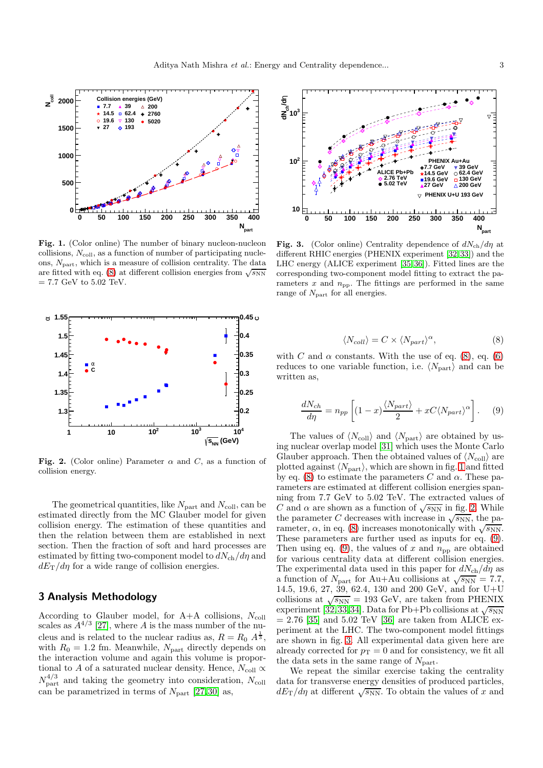**Fig. 1.** (Color online) The number of binary nucleon-nucleon collisions, $N_{\rm coll}$, as a function of number of participating nucleons, $N_{\rm part}$, which is a measure of collision centrality. The data are fitted with eq. (8) at different collision energies from $\sqrt{s_{\rm NN}}$ = 7.7 GeV to 5.02 TeV.

**Fig. 3.** (Color online) Centrality dependence of $dN_{\rm ch}/d\eta$ at different RHIC energies (PHENIX experiment [32,33]) and the LHC energy (ALICE experiment [35,36]). Fitted lines are the corresponding two-component model fitting to extract the parameters $x$ and $n_{\rm pp}$. The fittings are performed in the same range of $N_{\rm part}$ for all energies.

**Fig. 2.** (Color online) Parameter $\alpha$ and $C$, as a function of collision energy.

The geometrical quantities, like $N_{\rm part}$ and $N_{\rm coll}$, can be estimated directly from the MC Glauber model for given collision energy. The estimation of these quantities and then the relation between them are established in next section. Then the fraction of soft and hard processes are estimated by fitting two-component model to $dN_{\rm ch}/d\eta$ and $dE_{\rm T}/d\eta$ for a wide range of collision energies.

## 3 Analysis Methodology

According to Glauber model, for A+A collisions, $N_{\rm coll}$ scales as $A^{4/3}$ [27], where $A$ is the mass number of the nucleus and is related to the nuclear radius as, $R = R_0\ A^{\frac{1}{3}}$, with $R_0 = 1.2$ fm. Meanwhile, $N_{\rm part}$ directly depends on the interaction volume and again this volume is proportional to $A$ of a saturated nuclear density. Hence, $N_{\rm coll} \propto N_{\rm part}^{4/3}$ and taking the geometry into consideration, $N_{\rm coll}$ can be parametrized in terms of $N_{\rm part}$ [27,30] as,

$$\langle N_{coll}\rangle = C \times \langle N_{part}\rangle^{\alpha}, \tag{8}$$

with $C$ and $\alpha$ constants. With the use of eq. (8), eq. (6) reduces to one variable function, i.e. $\langle N_{\rm part}\rangle$ and can be written as,

$$\frac{dN_{ch}}{d\eta} = n_{pp}\left[(1-x)\frac{\langle N_{part}\rangle}{2} + xC\langle N_{part}\rangle^{\alpha}\right]. \tag{9}$$

The values of $\langle N_{\rm coll}\rangle$ and $\langle N_{\rm part}\rangle$ are obtained by using nuclear overlap model [31] which uses the Monte Carlo Glauber approach. Then the obtained values of $\langle N_{\rm coll}\rangle$ are plotted against $\langle N_{\rm part}\rangle$, which are shown in fig. 1 and fitted by eq. (8) to estimate the parameters $C$ and $\alpha$. These parameters are estimated at different collision energies spanning from 7.7 GeV to 5.02 TeV. The extracted values of $C$ and $\alpha$ are shown as a function of $\sqrt{s_{\rm NN}}$ in fig. 2. While the parameter $C$ decreases with increase in $\sqrt{s_{\rm NN}}$, the parameter, $\alpha$, in eq. (8) increases monotonically with $\sqrt{s_{\rm NN}}$. These parameters are further used as inputs for eq. (9). Then using eq. (9), the values of $x$ and $n_{\rm pp}$ are obtained for various centrality data at different collision energies. The experimental data used in this paper for $dN_{\rm ch}/d\eta$ as a function of $N_{\rm part}$ for Au+Au collisions at $\sqrt{s_{\rm NN}}$ = 7.7, 14.5, 19.6, 27, 39, 62.4, 130 and 200 GeV, and for U+U collisions at $\sqrt{s_{\rm NN}}$ = 193 GeV, are taken from PHENIX experiment [32,33,34]. Data for Pb+Pb collisions at $\sqrt{s_{\rm NN}}$ = 2.76 [35] and 5.02 TeV [36] are taken from ALICE experiment at the LHC. The two-component model fittings are shown in fig. 3. All experimental data given here are already corrected for $p_{\rm T} = 0$ and for consistency, we fit all the data sets in the same range of $N_{\rm part}$.

We repeat the similar exercise taking the centrality data for transverse energy densities of produced particles, $dE_{\rm T}/d\eta$ at different $\sqrt{s_{\rm NN}}$. To obtain the values of $x$ and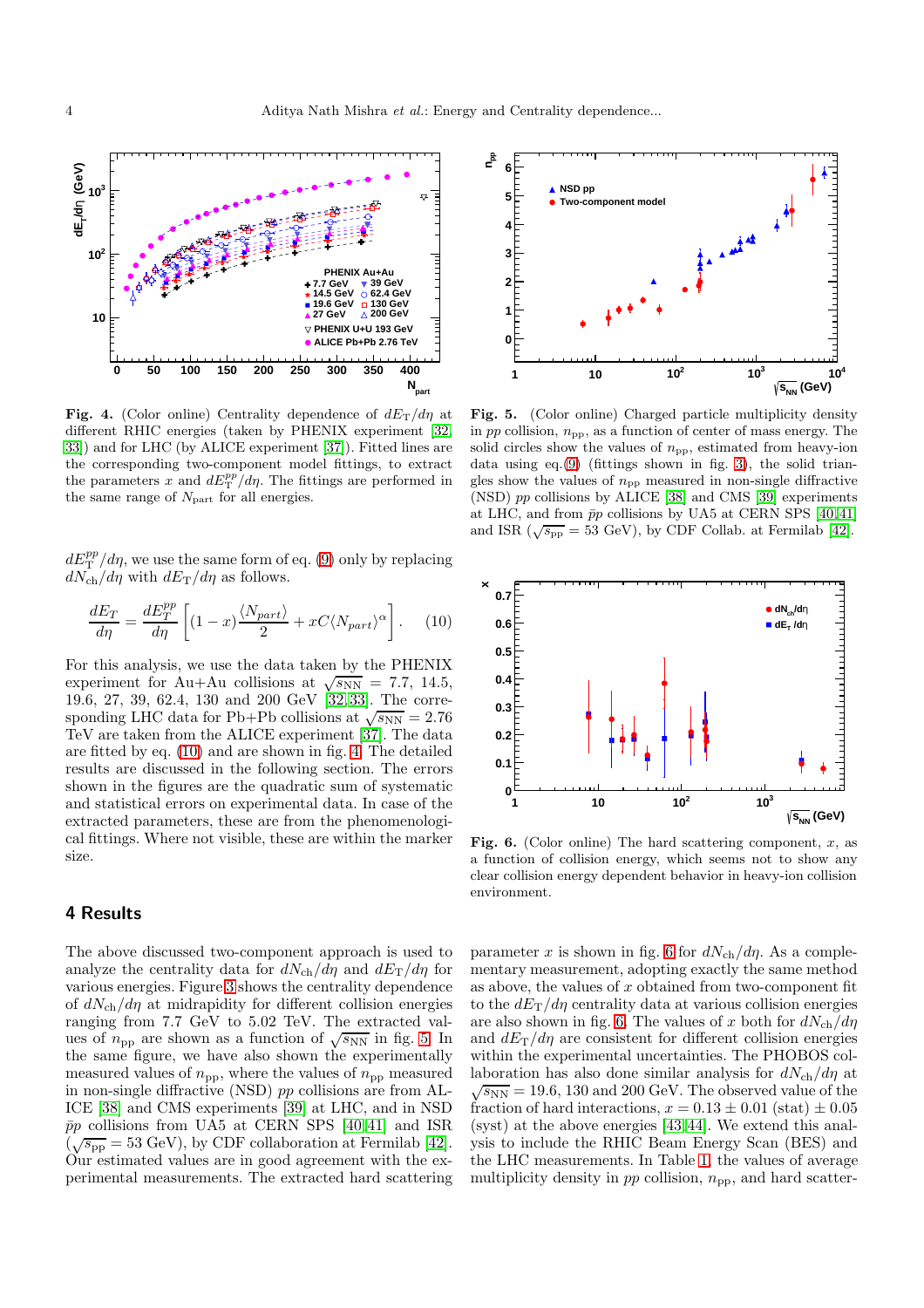**Fig. 4.** (Color online) Centrality dependence of $dE_{\rm T}/d\eta$ at different RHIC energies (taken by PHENIX experiment [32, 33]) and for LHC (by ALICE experiment [37]). Fitted lines are the corresponding two-component model fittings, to extract the parameters $x$ and $dE_{\rm T}^{pp}/d\eta$. The fittings are performed in the same range of $N_{\rm part}$ for all energies.

**Fig. 5.** (Color online) Charged particle multiplicity density in $pp$ collision, $n_{\rm pp}$, as a function of center of mass energy. The solid circles show the values of $n_{\rm pp}$, estimated from heavy-ion data using eq.(9) (fittings shown in fig. 3), the solid triangles show the values of $n_{\rm pp}$ measured in non-single diffractive (NSD) $pp$ collisions by ALICE [38] and CMS [39] experiments at LHC, and from $\bar{p}p$ collisions by UA5 at CERN SPS [40, 41] and ISR ($\sqrt{s_{\rm pp}}$ = 53 GeV), by CDF Collab. at Fermilab [42].

$dE_{\rm T}^{pp}/d\eta$, we use the same form of eq. (9) only by replacing $dN_{\rm ch}/d\eta$ with $dE_{\rm T}/d\eta$ as follows.

$$\frac{dE_T}{d\eta} = \frac{dE_T^{pp}}{d\eta}\left[(1-x)\frac{\langle N_{part}\rangle}{2} + xC\langle N_{part}\rangle^{\alpha}\right]. \qquad (10)$$

For this analysis, we use the data taken by the PHENIX experiment for Au+Au collisions at $\sqrt{s_{\rm NN}}$ = 7.7, 14.5, 19.6, 27, 39, 62.4, 130 and 200 GeV [32, 33]. The corresponding LHC data for Pb+Pb collisions at $\sqrt{s_{\rm NN}}$ = 2.76 TeV are taken from the ALICE experiment [37]. The data are fitted by eq. (10) and are shown in fig. 4. The detailed results are discussed in the following section. The errors shown in the figures are the quadratic sum of systematic and statistical errors on experimental data. In case of the extracted parameters, these are from the phenomenological fittings. Where not visible, these are within the marker size.

**Fig. 6.** (Color online) The hard scattering component, $x$, as a function of collision energy, which seems not to show any clear collision energy dependent behavior in heavy-ion collision environment.

## 4 Results

The above discussed two-component approach is used to analyze the centrality data for $dN_{\rm ch}/d\eta$ and $dE_{\rm T}/d\eta$ for various energies. Figure 3 shows the centrality dependence of $dN_{\rm ch}/d\eta$ at midrapidity for different collision energies ranging from 7.7 GeV to 5.02 TeV. The extracted values of $n_{\rm pp}$ are shown as a function of $\sqrt{s_{\rm NN}}$ in fig. 5. In the same figure, we have also shown the experimentally measured values of $n_{\rm pp}$, where the values of $n_{\rm pp}$ measured in non-single diffractive (NSD) $pp$ collisions are from ALICE [38] and CMS experiments [39] at LHC, and in NSD $\bar{p}p$ collisions from UA5 at CERN SPS [40, 41] and ISR ($\sqrt{s_{\rm pp}}$ = 53 GeV), by CDF collaboration at Fermilab [42]. Our estimated values are in good agreement with the experimental measurements. The extracted hard scattering parameter $x$ is shown in fig. 6 for $dN_{\rm ch}/d\eta$. As a complementary measurement, adopting exactly the same method as above, the values of $x$ obtained from two-component fit to the $dE_T/d\eta$ centrality data at various collision energies are also shown in fig. 6. The values of $x$ both for $dN_{\rm ch}/d\eta$ and $dE_T/d\eta$ are consistent for different collision energies within the experimental uncertainties. The PHOBOS collaboration has also done similar analysis for $dN_{\rm ch}/d\eta$ at $\sqrt{s_{\rm NN}}$ = 19.6, 130 and 200 GeV. The observed value of the fraction of hard interactions, $x = 0.13 \pm 0.01$ (stat) $\pm$ 0.05 (syst) at the above energies [43, 44]. We extend this analysis to include the RHIC Beam Energy Scan (BES) and the LHC measurements. In Table 1, the values of average multiplicity density in $pp$ collision, $n_{\rm pp}$, and hard scatter-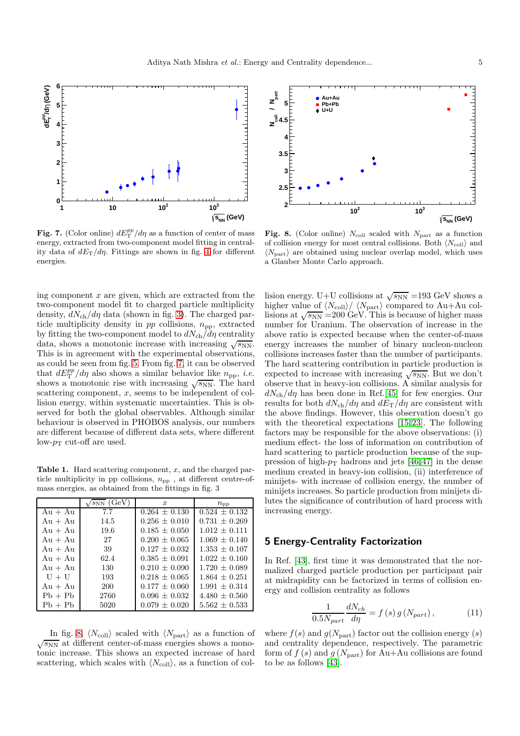Fig. 7. (Color online) $dE_{\rm T}^{pp}/d\eta$ as a function of center of mass energy, extracted from two-component model fitting in centrality data of $dE_{\rm T}/d\eta$. Fittings are shown in fig. 4 for different energies.

Fig. 8. (Color online) $N_{\rm coll}$ scaled with $N_{\rm part}$ as a function of collision energy for most central collisions. Both $\langle N_{\rm coll}\rangle$ and $\langle N_{\rm part}\rangle$ are obtained using nuclear overlap model, which uses a Glauber Monte Carlo approach.

ing component $x$ are given, which are extracted from the two-component model fit to charged particle multiplicity density, $dN_{\rm ch}/d\eta$ data (shown in fig. 3). The charged particle multiplicity density in $pp$ collisions, $n_{\rm pp}$, extracted by fitting the two-component model to $dN_{\rm ch}/d\eta$ centrality data, shows a monotonic increase with increasing $\sqrt{s_{\rm NN}}$. This is in agreement with the experimental observations, as could be seen from fig. 5. From fig. 7, it can be observed that $dE_{\rm T}^{pp}/d\eta$ also shows a similar behavior like $n_{\rm pp}$, *i.e.* shows a monotonic rise with increasing $\sqrt{s_{\rm NN}}$. The hard scattering component, $x$, seems to be independent of collision energy, within systematic uncertainties. This is observed for both the global observables. Although similar behaviour is observed in PHOBOS analysis, our numbers are different because of different data sets, where different low-$p_{\rm T}$ cut-off are used.

Table 1. Hard scattering component, $x$, and the charged particle multiplicity in pp collisions, $n_{\rm pp}$ , at different centre-of-mass energies, as obtained from the fittings in fig. 3

| | $\sqrt{s_{\rm NN}}$ (GeV) | $x$ | $n_{\rm pp}$ |
|---|---|---|---|
| Au + Au | 7.7 | 0.264 ± 0.130 | 0.524 ± 0.132 |
| Au + Au | 14.5 | 0.256 ± 0.010 | 0.731 ± 0.269 |
| Au + Au | 19.6 | 0.185 ± 0.050 | 1.012 ± 0.111 |
| Au + Au | 27 | 0.200 ± 0.065 | 1.069 ± 0.140 |
| Au + Au | 39 | 0.127 ± 0.032 | 1.353 ± 0.107 |
| Au + Au | 62.4 | 0.385 ± 0.091 | 1.022 ± 0.160 |
| Au + Au | 130 | 0.210 ± 0.090 | 1.720 ± 0.089 |
| U + U | 193 | 0.218 ± 0.065 | 1.864 ± 0.251 |
| Au + Au | 200 | 0.177 ± 0.060 | 1.991 ± 0.314 |
| Pb + Pb | 2760 | 0.096 ± 0.032 | 4.480 ± 0.560 |
| Pb + Pb | 5020 | 0.079 ± 0.020 | 5.562 ± 0.533 |

In fig. 8, $\langle N_{\rm coll}\rangle$ scaled with $\langle N_{\rm part}\rangle$ as a function of $\sqrt{s_{\rm NN}}$ at different center-of-mass energies shows a monotonic increase. This shows an expected increase of hard scattering, which scales with $\langle N_{\rm coll}\rangle$, as a function of collision energy. U+U collisions at $\sqrt{s_{\rm NN}}$ =193 GeV shows a higher value of $\langle N_{\rm coll}\rangle/\ \langle N_{\rm part}\rangle$ compared to Au+Au collisions at $\sqrt{s_{\rm NN}}$ =200 GeV. This is because of higher mass number for Uranium. The observation of increase in the above ratio is expected because when the center-of-mass energy increases the number of binary nucleon-nucleon collisions increases faster than the number of participants. The hard scattering contribution in particle production is expected to increase with increasing $\sqrt{s_{\rm NN}}$. But we don't observe that in heavy-ion collisions. A similar analysis for $dN_{\rm ch}/d\eta$ has been done in Ref. [45] for few energies. Our results for both $dN_{\rm ch}/d\eta$ and $dE_{\rm T}/d\eta$ are consistent with the above findings. However, this observation doesn't go with the theoretical expectations [15,23]. The following factors may be responsible for the above observations: (i) medium effect- the loss of information on contribution of hard scattering to particle production because of the suppression of high-$p_{\rm T}$ hadrons and jets [46,47] in the dense medium created in heavy-ion collision, (ii) interference of minijets- with increase of collision energy, the number of minijets increases. So particle production from minijets dilutes the significance of contribution of hard process with increasing energy.

## 5 Energy-Centrality Factorization

In Ref. [43], first time it was demonstrated that the normalized charged particle production per participant pair at midrapidity can be factorized in terms of collision energy and collision centrality as follows

$$\frac{1}{0.5N_{part}}\frac{dN_{ch}}{d\eta} = f\left(s\right) g\left(N_{part}\right), \tag{11}$$

where $f(s)$ and $g(N_{\rm part})$ factor out the collision energy ($s$) and centrality dependence, respectively. The parametric form of $f\left(s\right)$ and $g\left(N_{\rm part}\right)$ for Au+Au collisions are found to be as follows [43].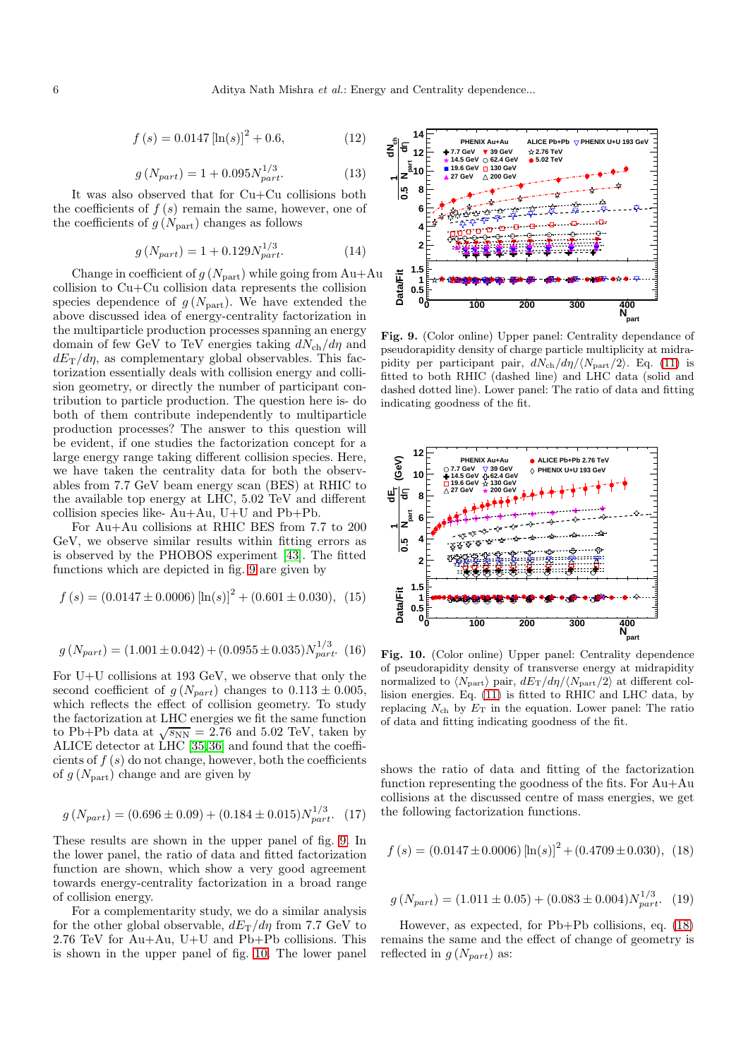$$f(s) = 0.0147\,[\ln(s)]^2 + 0.6, \quad (12)$$

$$g(N_{part}) = 1 + 0.095 N_{part}^{1/3}. \quad (13)$$

It was also observed that for Cu+Cu collisions both the coefficients of $f(s)$ remain the same, however, one of the coefficients of $g(N_{\rm part})$ changes as follows

$$g(N_{part}) = 1 + 0.129 N_{part}^{1/3}. \quad (14)$$

Change in coefficient of $g(N_{\rm part})$ while going from Au+Au collision to Cu+Cu collision data represents the collision species dependence of $g(N_{\rm part})$. We have extended the above discussed idea of energy-centrality factorization in the multiparticle production processes spanning an energy domain of few GeV to TeV energies taking $dN_{\rm ch}/d\eta$ and $dE_{\rm T}/d\eta$, as complementary global observables. This factorization essentially deals with collision energy and collision geometry, or directly the number of participant contribution to particle production. The question here is- do both of them contribute independently to multiparticle production processes? The answer to this question will be evident, if one studies the factorization concept for a large energy range taking different collision species. Here, we have taken the centrality data for both the observables from 7.7 GeV beam energy scan (BES) at RHIC to the available top energy at LHC, 5.02 TeV and different collision species like- Au+Au, U+U and Pb+Pb.

For Au+Au collisions at RHIC BES from 7.7 to 200 GeV, we observe similar results within fitting errors as is observed by the PHOBOS experiment [43]. The fitted functions which are depicted in fig. 9 are given by

$$f(s) = (0.0147 \pm 0.0006)\,[\ln(s)]^2 + (0.601 \pm 0.030), \quad (15)$$

$$g(N_{part}) = (1.001 \pm 0.042) + (0.0955 \pm 0.035) N_{part}^{1/3}. \quad (16)$$

For U+U collisions at 193 GeV, we observe that only the second coefficient of $g(N_{part})$ changes to $0.113 \pm 0.005$, which reflects the effect of collision geometry. To study the factorization at LHC energies we fit the same function to Pb+Pb data at $\sqrt{s_{\rm NN}} = 2.76$ and 5.02 TeV, taken by ALICE detector at LHC [35,36] and found that the coefficients of $f(s)$ do not change, however, both the coefficients of $g(N_{\rm part})$ change and are given by

$$g(N_{part}) = (0.696 \pm 0.09) + (0.184 \pm 0.015) N_{part}^{1/3}. \quad (17)$$

These results are shown in the upper panel of fig. 9. In the lower panel, the ratio of data and fitted factorization function are shown, which show a very good agreement towards energy-centrality factorization in a broad range of collision energy.

For a complementarity study, we do a similar analysis for the other global observable, $dE_{\rm T}/d\eta$ from 7.7 GeV to 2.76 TeV for Au+Au, U+U and Pb+Pb collisions. This is shown in the upper panel of fig. 10. The lower panel shows the ratio of data and fitting of the factorization function representing the goodness of the fits. For Au+Au collisions at the discussed centre of mass energies, we get the following factorization functions.

$$f(s) = (0.0147 \pm 0.0006)\,[\ln(s)]^2 + (0.4709 \pm 0.030), \quad (18)$$

$$g(N_{part}) = (1.011 \pm 0.05) + (0.083 \pm 0.004) N_{part}^{1/3}. \quad (19)$$

However, as expected, for Pb+Pb collisions, eq. (18) remains the same and the effect of change of geometry is reflected in $g(N_{part})$ as:

**Fig. 9.** (Color online) Upper panel: Centrality dependance of pseudorapidity density of charge particle multiplicity at midrapidity per participant pair, $dN_{\rm ch}/d\eta/\langle N_{\rm part}/2\rangle$. Eq. (11) is fitted to both RHIC (dashed line) and LHC data (solid and dashed dotted line). Lower panel: The ratio of data and fitting indicating goodness of the fit.

**Fig. 10.** (Color online) Upper panel: Centrality dependence of pseudorapidity density of transverse energy at midrapidity normalized to $\langle N_{\rm part}\rangle$ pair, $dE_{\rm T}/d\eta/\langle N_{\rm part}/2\rangle$ at different collision energies. Eq. (11) is fitted to RHIC and LHC data, by replacing $N_{\rm ch}$ by $E_{\rm T}$ in the equation. Lower panel: The ratio of data and fitting indicating goodness of the fit.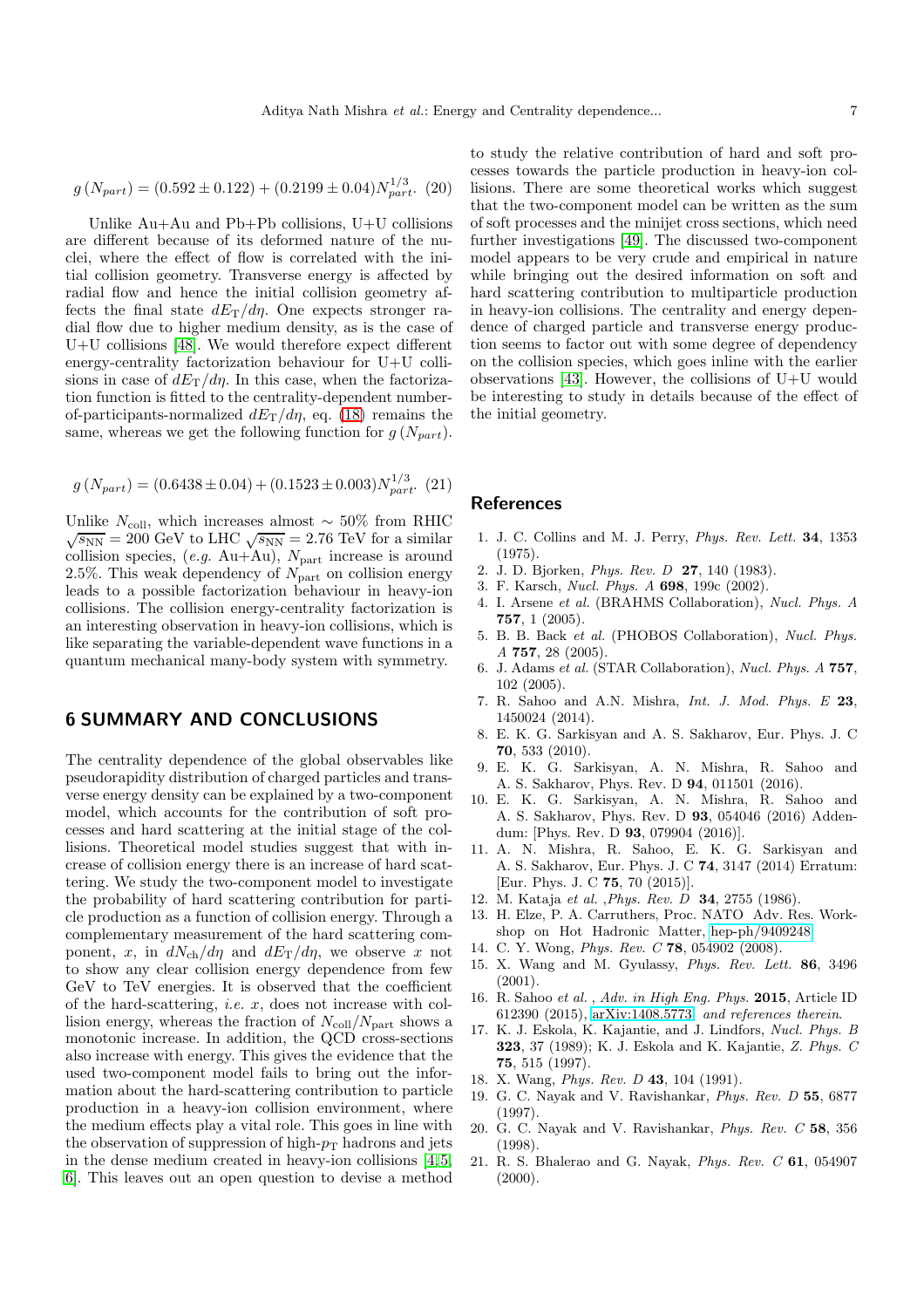$$g\left(N_{part}\right) = (0.592 \pm 0.122) + (0.2199 \pm 0.04)N_{part}^{1/3}. \quad (20)$$

Unlike Au+Au and Pb+Pb collisions, U+U collisions are different because of its deformed nature of the nuclei, where the effect of flow is correlated with the initial collision geometry. Transverse energy is affected by radial flow and hence the initial collision geometry affects the final state $dE_{\rm T}/d\eta$. One expects stronger radial flow due to higher medium density, as is the case of U+U collisions [48]. We would therefore expect different energy-centrality factorization behaviour for U+U collisions in case of $dE_{\rm T}/d\eta$. In this case, when the factorization function is fitted to the centrality-dependent number-of-participants-normalized $dE_{\rm T}/d\eta$, eq. (18) remains the same, whereas we get the following function for $g\left(N_{part}\right)$.

$$g\left(N_{part}\right) = (0.6438 \pm 0.04) + (0.1523 \pm 0.003)N_{part}^{1/3}. \quad (21)$$

Unlike $N_{\rm coll}$, which increases almost $\sim 50\%$ from RHIC $\sqrt{s_{\rm NN}} = 200$ GeV to LHC $\sqrt{s_{\rm NN}} = 2.76$ TeV for a similar collision species, (*e.g.* Au+Au), $N_{\rm part}$ increase is around 2.5%. This weak dependency of $N_{\rm part}$ on collision energy leads to a possible factorization behaviour in heavy-ion collisions. The collision energy-centrality factorization is an interesting observation in heavy-ion collisions, which is like separating the variable-dependent wave functions in a quantum mechanical many-body system with symmetry.

## 6 SUMMARY AND CONCLUSIONS

The centrality dependence of the global observables like pseudorapidity distribution of charged particles and transverse energy density can be explained by a two-component model, which accounts for the contribution of soft processes and hard scattering at the initial stage of the collisions. Theoretical model studies suggest that with increase of collision energy there is an increase of hard scattering. We study the two-component model to investigate the probability of hard scattering contribution for particle production as a function of collision energy. Through a complementary measurement of the hard scattering component, $x$, in $dN_{\rm ch}/d\eta$ and $dE_{\rm T}/d\eta$, we observe $x$ not to show any clear collision energy dependence from few GeV to TeV energies. It is observed that the coefficient of the hard-scattering, *i.e.* $x$, does not increase with collision energy, whereas the fraction of $N_{\rm coll}/N_{\rm part}$ shows a monotonic increase. In addition, the QCD cross-sections also increase with energy. This gives the evidence that the used two-component model fails to bring out the information about the hard-scattering contribution to particle production in a heavy-ion collision environment, where the medium effects play a vital role. This goes in line with the observation of suppression of high-$p_{\rm T}$ hadrons and jets in the dense medium created in heavy-ion collisions [4,5,6]. This leaves out an open question to devise a method to study the relative contribution of hard and soft processes towards the particle production in heavy-ion collisions. There are some theoretical works which suggest that the two-component model can be written as the sum of soft processes and the minijet cross sections, which need further investigations [49]. The discussed two-component model appears to be very crude and empirical in nature while bringing out the desired information on soft and hard scattering contribution to multiparticle production in heavy-ion collisions. The centrality and energy dependence of charged particle and transverse energy production seems to factor out with some degree of dependency on the collision species, which goes inline with the earlier observations [43]. However, the collisions of U+U would be interesting to study in details because of the effect of the initial geometry.

## References

1. J. C. Collins and M. J. Perry, *Phys. Rev. Lett.* **34**, 1353 (1975).
2. J. D. Bjorken, *Phys. Rev. D* **27**, 140 (1983).
3. F. Karsch, *Nucl. Phys. A* **698**, 199c (2002).
4. I. Arsene *et al.* (BRAHMS Collaboration), *Nucl. Phys. A* **757**, 1 (2005).
5. B. B. Back *et al.* (PHOBOS Collaboration), *Nucl. Phys. A* **757**, 28 (2005).
6. J. Adams *et al.* (STAR Collaboration), *Nucl. Phys. A* **757**, 102 (2005).
7. R. Sahoo and A.N. Mishra, *Int. J. Mod. Phys. E* **23**, 1450024 (2014).
8. E. K. G. Sarkisyan and A. S. Sakharov, Eur. Phys. J. C **70**, 533 (2010).
9. E. K. G. Sarkisyan, A. N. Mishra, R. Sahoo and A. S. Sakharov, Phys. Rev. D **94**, 011501 (2016).
10. E. K. G. Sarkisyan, A. N. Mishra, R. Sahoo and A. S. Sakharov, Phys. Rev. D **93**, 054046 (2016) Addendum: [Phys. Rev. D **93**, 079904 (2016)].
11. A. N. Mishra, R. Sahoo, E. K. G. Sarkisyan and A. S. Sakharov, Eur. Phys. J. C **74**, 3147 (2014) Erratum: [Eur. Phys. J. C **75**, 70 (2015)].
12. M. Kataja *et al.* ,*Phys. Rev. D* **34**, 2755 (1986).
13. H. Elze, P. A. Carruthers, Proc. NATO Adv. Res. Workshop on Hot Hadronic Matter, hep-ph/9409248.
14. C. Y. Wong, *Phys. Rev. C* **78**, 054902 (2008).
15. X. Wang and M. Gyulassy, *Phys. Rev. Lett.* **86**, 3496 (2001).
16. R. Sahoo *et al.* , *Adv. in High Eng. Phys.* **2015**, Article ID 612390 (2015), arXiv:1408.5773 *and references therein.*
17. K. J. Eskola, K. Kajantie, and J. Lindfors, *Nucl. Phys. B* **323**, 37 (1989); K. J. Eskola and K. Kajantie, *Z. Phys. C* **75**, 515 (1997).
18. X. Wang, *Phys. Rev. D* **43**, 104 (1991).
19. G. C. Nayak and V. Ravishankar, *Phys. Rev. D* **55**, 6877 (1997).
20. G. C. Nayak and V. Ravishankar, *Phys. Rev. C* **58**, 356 (1998).
21. R. S. Bhalerao and G. Nayak, *Phys. Rev. C* **61**, 054907 (2000).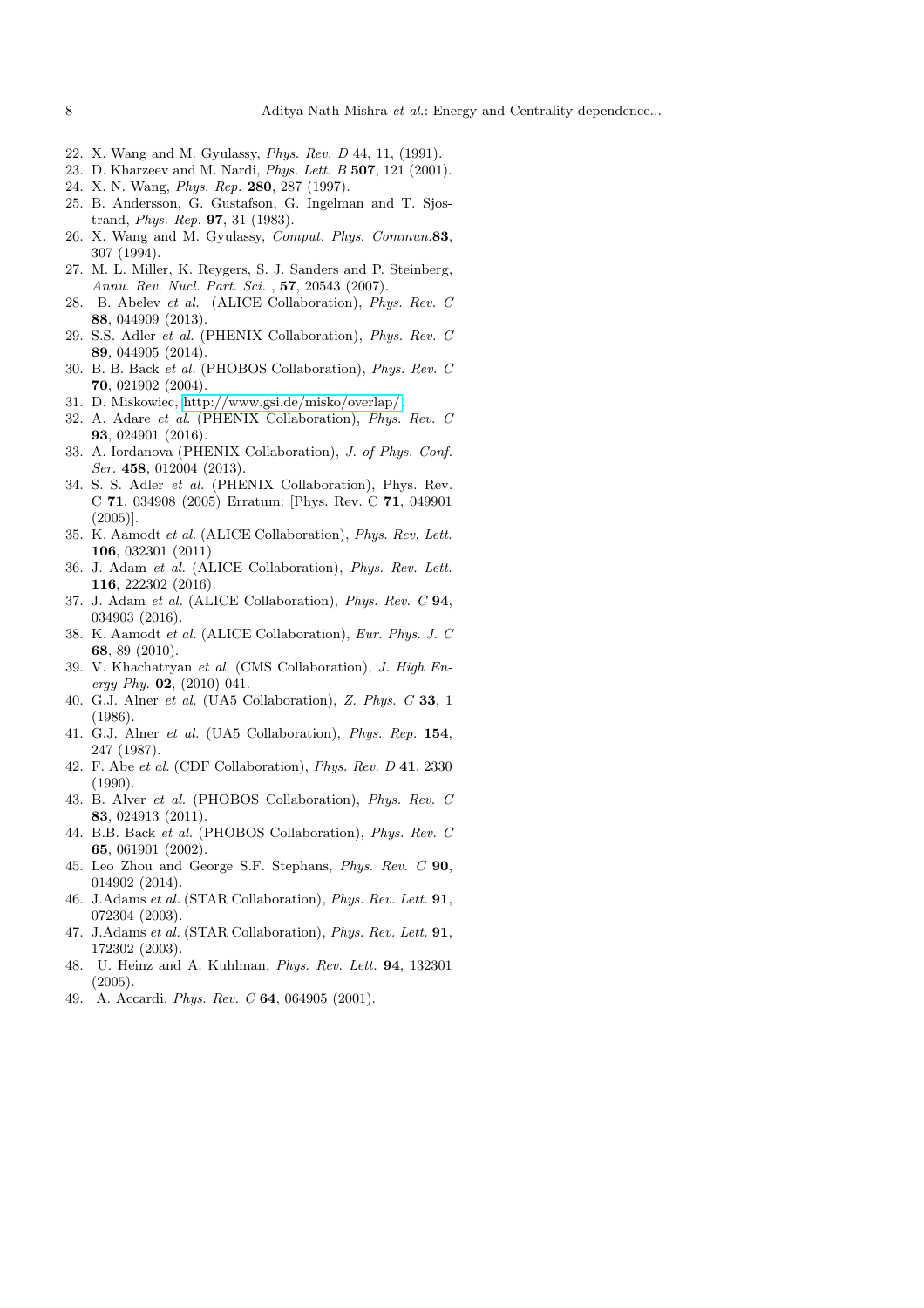22. X. Wang and M. Gyulassy, *Phys. Rev. D* 44, 11, (1991).
23. D. Kharzeev and M. Nardi, *Phys. Lett. B* **507**, 121 (2001).
24. X. N. Wang, *Phys. Rep.* **280**, 287 (1997).
25. B. Andersson, G. Gustafson, G. Ingelman and T. Sjostrand, *Phys. Rep.* **97**, 31 (1983).
26. X. Wang and M. Gyulassy, *Comput. Phys. Commun.***83**, 307 (1994).
27. M. L. Miller, K. Reygers, S. J. Sanders and P. Steinberg, *Annu. Rev. Nucl. Part. Sci.* , **57**, 20543 (2007).
28. B. Abelev *et al.* (ALICE Collaboration), *Phys. Rev. C* **88**, 044909 (2013).
29. S.S. Adler *et al.* (PHENIX Collaboration), *Phys. Rev. C* **89**, 044905 (2014).
30. B. B. Back *et al.* (PHOBOS Collaboration), *Phys. Rev. C* **70**, 021902 (2004).
31. D. Miskowiec, http://www.gsi.de/misko/overlap/.
32. A. Adare *et al.* (PHENIX Collaboration), *Phys. Rev. C* **93**, 024901 (2016).
33. A. Iordanova (PHENIX Collaboration), *J. of Phys. Conf. Ser.* **458**, 012004 (2013).
34. S. S. Adler *et al.* (PHENIX Collaboration), Phys. Rev. C **71**, 034908 (2005) Erratum: [Phys. Rev. C **71**, 049901 (2005)].
35. K. Aamodt *et al.* (ALICE Collaboration), *Phys. Rev. Lett.* **106**, 032301 (2011).
36. J. Adam *et al.* (ALICE Collaboration), *Phys. Rev. Lett.* **116**, 222302 (2016).
37. J. Adam *et al.* (ALICE Collaboration), *Phys. Rev. C* **94**, 034903 (2016).
38. K. Aamodt *et al.* (ALICE Collaboration), *Eur. Phys. J. C* **68**, 89 (2010).
39. V. Khachatryan *et al.* (CMS Collaboration), *J. High Energy Phy.* **02**, (2010) 041.
40. G.J. Alner *et al.* (UA5 Collaboration), *Z. Phys. C* **33**, 1 (1986).
41. G.J. Alner *et al.* (UA5 Collaboration), *Phys. Rep.* **154**, 247 (1987).
42. F. Abe *et al.* (CDF Collaboration), *Phys. Rev. D* **41**, 2330 (1990).
43. B. Alver *et al.* (PHOBOS Collaboration), *Phys. Rev. C* **83**, 024913 (2011).
44. B.B. Back *et al.* (PHOBOS Collaboration), *Phys. Rev. C* **65**, 061901 (2002).
45. Leo Zhou and George S.F. Stephans, *Phys. Rev. C* **90**, 014902 (2014).
46. J.Adams *et al.* (STAR Collaboration), *Phys. Rev. Lett.* **91**, 072304 (2003).
47. J.Adams *et al.* (STAR Collaboration), *Phys. Rev. Lett.* **91**, 172302 (2003).
48. U. Heinz and A. Kuhlman, *Phys. Rev. Lett.* **94**, 132301 (2005).
49. A. Accardi, *Phys. Rev. C* **64**, 064905 (2001).